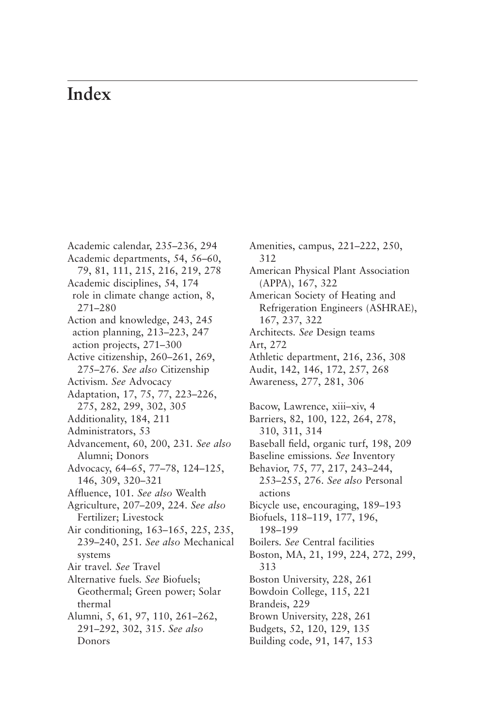# Index

Academic calendar, 235–236, 294
Academic departments, 54, 56–60, 79, 81, 111, 215, 216, 219, 278
Academic disciplines, 54, 174
  role in climate change action, 8, 271–280
Action and knowledge, 243, 245
  action planning, 213–223, 247
  action projects, 271–300
Active citizenship, 260–261, 269, 275–276. *See also* Citizenship
Activism. *See* Advocacy
Adaptation, 17, 75, 77, 223–226, 275, 282, 299, 302, 305
Additionality, 184, 211
Administrators, 53
Advancement, 60, 200, 231. *See also* Alumni; Donors
Advocacy, 64–65, 77–78, 124–125, 146, 309, 320–321
Affluence, 101. *See also* Wealth
Agriculture, 207–209, 224. *See also* Fertilizer; Livestock
Air conditioning, 163–165, 225, 235, 239–240, 251. *See also* Mechanical systems
Air travel. *See* Travel
Alternative fuels. *See* Biofuels; Geothermal; Green power; Solar thermal
Alumni, 5, 61, 97, 110, 261–262, 291–292, 302, 315. *See also* Donors
Amenities, campus, 221–222, 250, 312
American Physical Plant Association (APPA), 167, 322
American Society of Heating and Refrigeration Engineers (ASHRAE), 167, 237, 322
Architects. *See* Design teams
Art, 272
Athletic department, 216, 236, 308
Audit, 142, 146, 172, 257, 268
Awareness, 277, 281, 306

Bacow, Lawrence, xiii–xiv, 4
Barriers, 82, 100, 122, 264, 278, 310, 311, 314
Baseball field, organic turf, 198, 209
Baseline emissions. *See* Inventory
Behavior, 75, 77, 217, 243–244, 253–255, 276. *See also* Personal actions
Bicycle use, encouraging, 189–193
Biofuels, 118–119, 177, 196, 198–199
Boilers. *See* Central facilities
Boston, MA, 21, 199, 224, 272, 299, 313
Boston University, 228, 261
Bowdoin College, 115, 221
Brandeis, 229
Brown University, 228, 261
Budgets, 52, 120, 129, 135
Building code, 91, 147, 153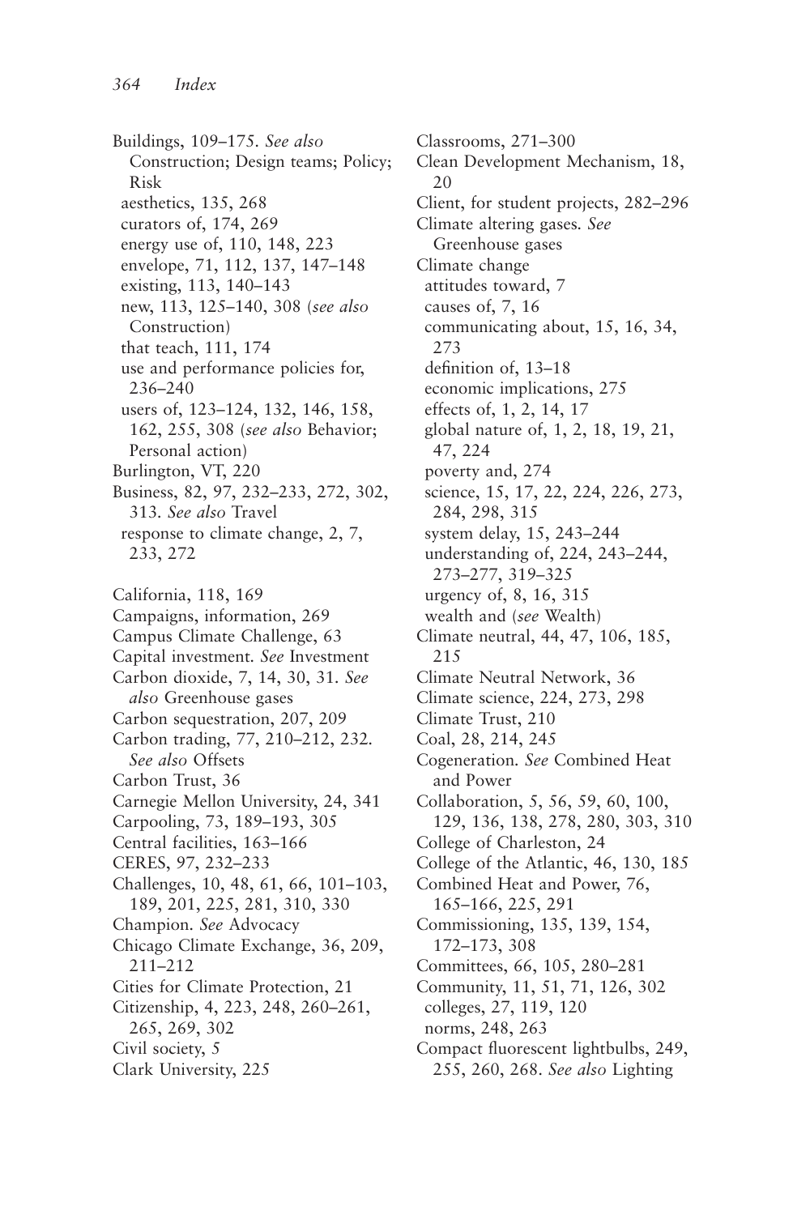Buildings, 109–175. *See also* Construction; Design teams; Policy; Risk
- aesthetics, 135, 268
- curators of, 174, 269
- energy use of, 110, 148, 223
- envelope, 71, 112, 137, 147–148
- existing, 113, 140–143
- new, 113, 125–140, 308 (*see also* Construction)
- that teach, 111, 174
- use and performance policies for, 236–240
- users of, 123–124, 132, 146, 158, 162, 255, 308 (*see also* Behavior; Personal action)

Burlington, VT, 220

Business, 82, 97, 232–233, 272, 302, 313. *See also* Travel
- response to climate change, 2, 7, 233, 272

California, 118, 169

Campaigns, information, 269

Campus Climate Challenge, 63

Capital investment. *See* Investment

Carbon dioxide, 7, 14, 30, 31. *See also* Greenhouse gases

Carbon sequestration, 207, 209

Carbon trading, 77, 210–212, 232. *See also* Offsets

Carbon Trust, 36

Carnegie Mellon University, 24, 341

Carpooling, 73, 189–193, 305

Central facilities, 163–166

CERES, 97, 232–233

Challenges, 10, 48, 61, 66, 101–103, 189, 201, 225, 281, 310, 330

Champion. *See* Advocacy

Chicago Climate Exchange, 36, 209, 211–212

Cities for Climate Protection, 21

Citizenship, 4, 223, 248, 260–261, 265, 269, 302

Civil society, 5

Clark University, 225

Classrooms, 271–300

Clean Development Mechanism, 18, 20

Client, for student projects, 282–296

Climate altering gases. *See* Greenhouse gases

Climate change
- attitudes toward, 7
- causes of, 7, 16
- communicating about, 15, 16, 34, 273
- definition of, 13–18
- economic implications, 275
- effects of, 1, 2, 14, 17
- global nature of, 1, 2, 18, 19, 21, 47, 224
- poverty and, 274
- science, 15, 17, 22, 224, 226, 273, 284, 298, 315
- system delay, 15, 243–244
- understanding of, 224, 243–244, 273–277, 319–325
- urgency of, 8, 16, 315
- wealth and (*see* Wealth)

Climate neutral, 44, 47, 106, 185, 215

Climate Neutral Network, 36

Climate science, 224, 273, 298

Climate Trust, 210

Coal, 28, 214, 245

Cogeneration. *See* Combined Heat and Power

Collaboration, 5, 56, 59, 60, 100, 129, 136, 138, 278, 280, 303, 310

College of Charleston, 24

College of the Atlantic, 46, 130, 185

Combined Heat and Power, 76, 165–166, 225, 291

Commissioning, 135, 139, 154, 172–173, 308

Committees, 66, 105, 280–281

Community, 11, 51, 71, 126, 302
- colleges, 27, 119, 120
- norms, 248, 263

Compact fluorescent lightbulbs, 249, 255, 260, 268. *See also* Lighting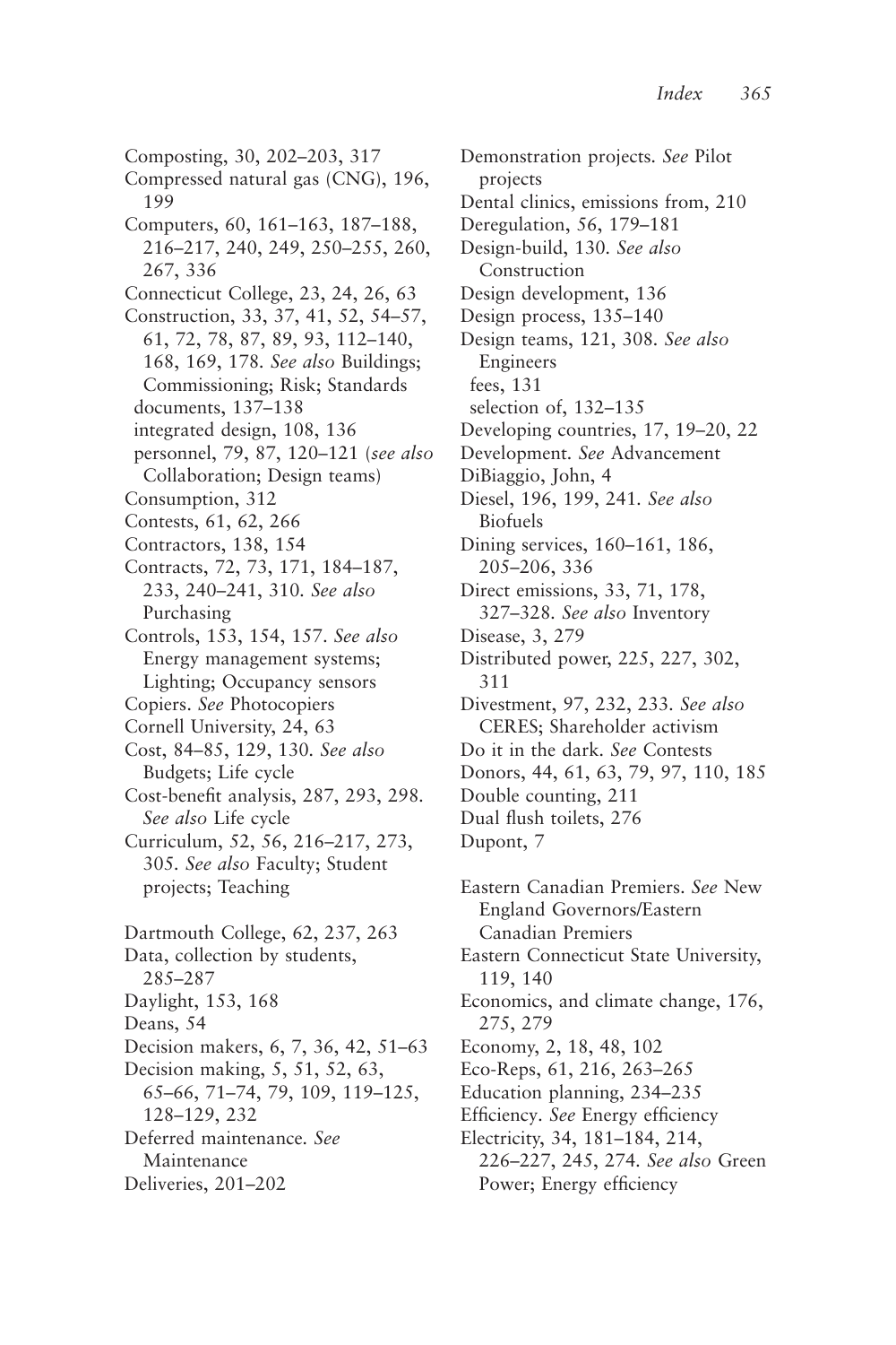Composting, 30, 202–203, 317
Compressed natural gas (CNG), 196, 199
Computers, 60, 161–163, 187–188, 216–217, 240, 249, 250–255, 260, 267, 336
Connecticut College, 23, 24, 26, 63
Construction, 33, 37, 41, 52, 54–57, 61, 72, 78, 87, 89, 93, 112–140, 168, 169, 178. *See also* Buildings; Commissioning; Risk; Standards
  documents, 137–138
  integrated design, 108, 136
  personnel, 79, 87, 120–121 (*see also* Collaboration; Design teams)
Consumption, 312
Contests, 61, 62, 266
Contractors, 138, 154
Contracts, 72, 73, 171, 184–187, 233, 240–241, 310. *See also* Purchasing
Controls, 153, 154, 157. *See also* Energy management systems; Lighting; Occupancy sensors
Copiers. *See* Photocopiers
Cornell University, 24, 63
Cost, 84–85, 129, 130. *See also* Budgets; Life cycle
Cost-benefit analysis, 287, 293, 298. *See also* Life cycle
Curriculum, 52, 56, 216–217, 273, 305. *See also* Faculty; Student projects; Teaching

Dartmouth College, 62, 237, 263
Data, collection by students, 285–287
Daylight, 153, 168
Deans, 54
Decision makers, 6, 7, 36, 42, 51–63
Decision making, 5, 51, 52, 63, 65–66, 71–74, 79, 109, 119–125, 128–129, 232
Deferred maintenance. *See* Maintenance
Deliveries, 201–202
Demonstration projects. *See* Pilot projects
Dental clinics, emissions from, 210
Deregulation, 56, 179–181
Design-build, 130. *See also* Construction
Design development, 136
Design process, 135–140
Design teams, 121, 308. *See also* Engineers
  fees, 131
  selection of, 132–135
Developing countries, 17, 19–20, 22
Development. *See* Advancement
DiBiaggio, John, 4
Diesel, 196, 199, 241. *See also* Biofuels
Dining services, 160–161, 186, 205–206, 336
Direct emissions, 33, 71, 178, 327–328. *See also* Inventory
Disease, 3, 279
Distributed power, 225, 227, 302, 311
Divestment, 97, 232, 233. *See also* CERES; Shareholder activism
Do it in the dark. *See* Contests
Donors, 44, 61, 63, 79, 97, 110, 185
Double counting, 211
Dual flush toilets, 276
Dupont, 7

Eastern Canadian Premiers. *See* New England Governors/Eastern Canadian Premiers
Eastern Connecticut State University, 119, 140
Economics, and climate change, 176, 275, 279
Economy, 2, 18, 48, 102
Eco-Reps, 61, 216, 263–265
Education planning, 234–235
Efficiency. *See* Energy efficiency
Electricity, 34, 181–184, 214, 226–227, 245, 274. *See also* Green Power; Energy efficiency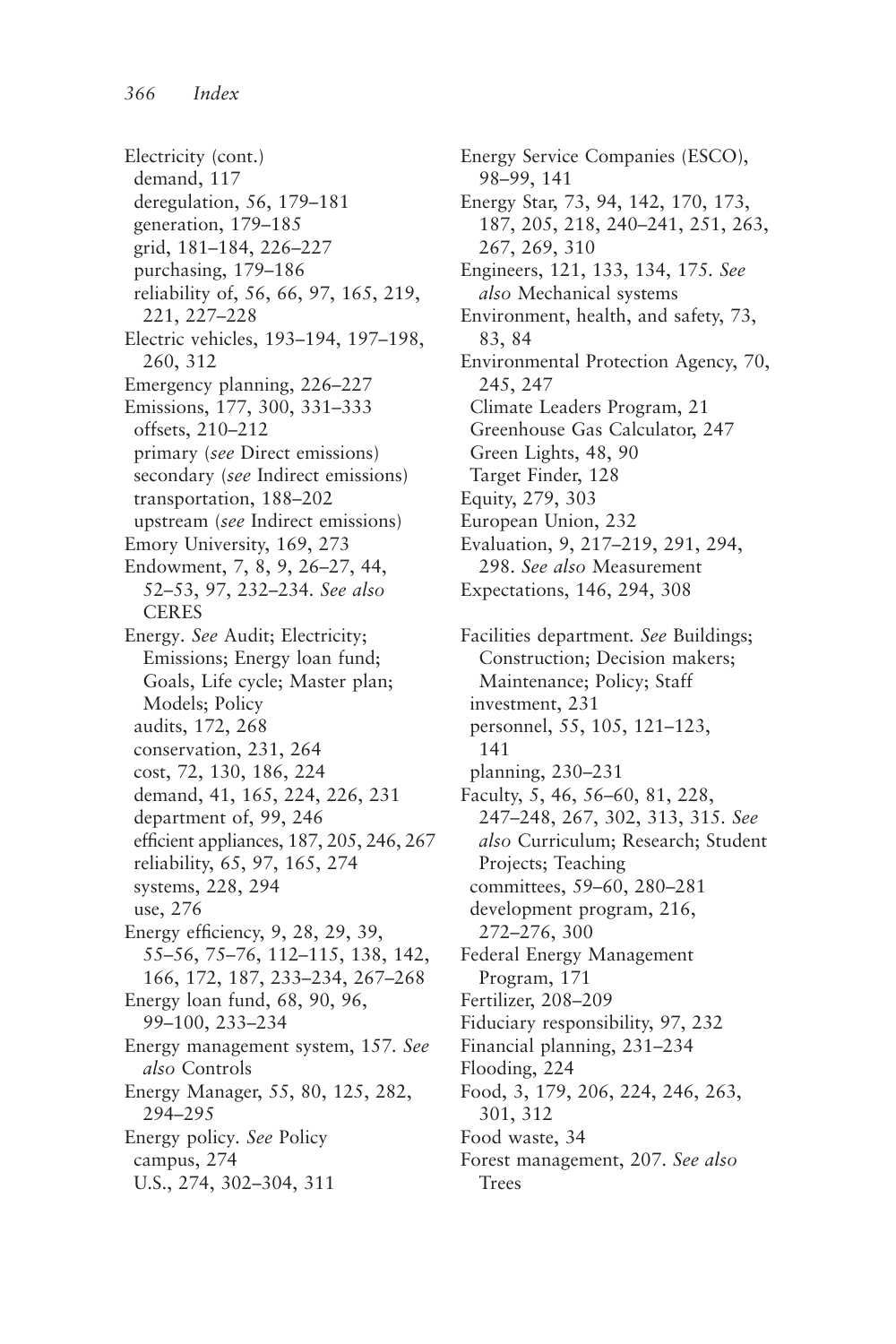Electricity (cont.)
  demand, 117
  deregulation, 56, 179–181
  generation, 179–185
  grid, 181–184, 226–227
  purchasing, 179–186
  reliability of, 56, 66, 97, 165, 219, 221, 227–228
Electric vehicles, 193–194, 197–198, 260, 312
Emergency planning, 226–227
Emissions, 177, 300, 331–333
  offsets, 210–212
  primary (*see* Direct emissions)
  secondary (*see* Indirect emissions)
  transportation, 188–202
  upstream (*see* Indirect emissions)
Emory University, 169, 273
Endowment, 7, 8, 9, 26–27, 44, 52–53, 97, 232–234. *See also* CERES
Energy. *See* Audit; Electricity; Emissions; Energy loan fund; Goals, Life cycle; Master plan; Models; Policy
  audits, 172, 268
  conservation, 231, 264
  cost, 72, 130, 186, 224
  demand, 41, 165, 224, 226, 231
  department of, 99, 246
  efficient appliances, 187, 205, 246, 267
  reliability, 65, 97, 165, 274
  systems, 228, 294
  use, 276
Energy efficiency, 9, 28, 29, 39, 55–56, 75–76, 112–115, 138, 142, 166, 172, 187, 233–234, 267–268
Energy loan fund, 68, 90, 96, 99–100, 233–234
Energy management system, 157. *See also* Controls
Energy Manager, 55, 80, 125, 282, 294–295
Energy policy. *See* Policy
  campus, 274
  U.S., 274, 302–304, 311
Energy Service Companies (ESCO), 98–99, 141
Energy Star, 73, 94, 142, 170, 173, 187, 205, 218, 240–241, 251, 263, 267, 269, 310
Engineers, 121, 133, 134, 175. *See also* Mechanical systems
Environment, health, and safety, 73, 83, 84
Environmental Protection Agency, 70, 245, 247
  Climate Leaders Program, 21
  Greenhouse Gas Calculator, 247
  Green Lights, 48, 90
  Target Finder, 128
Equity, 279, 303
European Union, 232
Evaluation, 9, 217–219, 291, 294, 298. *See also* Measurement
Expectations, 146, 294, 308

Facilities department. *See* Buildings; Construction; Decision makers; Maintenance; Policy; Staff
  investment, 231
  personnel, 55, 105, 121–123, 141
  planning, 230–231
Faculty, 5, 46, 56–60, 81, 228, 247–248, 267, 302, 313, 315. *See also* Curriculum; Research; Student Projects; Teaching
  committees, 59–60, 280–281
  development program, 216, 272–276, 300
Federal Energy Management Program, 171
Fertilizer, 208–209
Fiduciary responsibility, 97, 232
Financial planning, 231–234
Flooding, 224
Food, 3, 179, 206, 224, 246, 263, 301, 312
Food waste, 34
Forest management, 207. *See also* Trees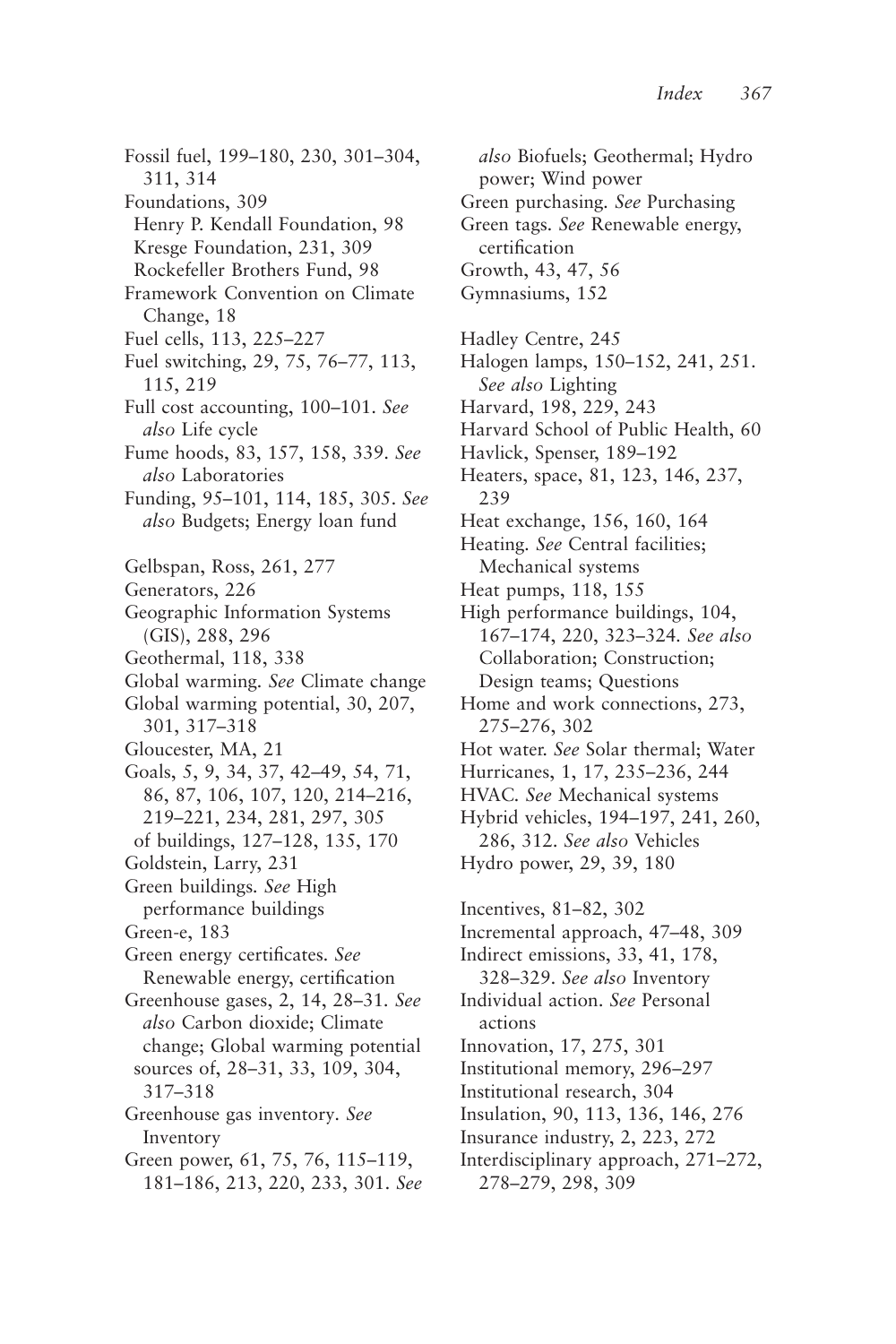Fossil fuel, 199–180, 230, 301–304, 311, 314
Foundations, 309
  Henry P. Kendall Foundation, 98
  Kresge Foundation, 231, 309
  Rockefeller Brothers Fund, 98
Framework Convention on Climate Change, 18
Fuel cells, 113, 225–227
Fuel switching, 29, 75, 76–77, 113, 115, 219
Full cost accounting, 100–101. *See also* Life cycle
Fume hoods, 83, 157, 158, 339. *See also* Laboratories
Funding, 95–101, 114, 185, 305. *See also* Budgets; Energy loan fund

Gelbspan, Ross, 261, 277
Generators, 226
Geographic Information Systems (GIS), 288, 296
Geothermal, 118, 338
Global warming. *See* Climate change
Global warming potential, 30, 207, 301, 317–318
Gloucester, MA, 21
Goals, 5, 9, 34, 37, 42–49, 54, 71, 86, 87, 106, 107, 120, 214–216, 219–221, 234, 281, 297, 305
  of buildings, 127–128, 135, 170
Goldstein, Larry, 231
Green buildings. *See* High performance buildings
Green-e, 183
Green energy certificates. *See* Renewable energy, certification
Greenhouse gases, 2, 14, 28–31. *See also* Carbon dioxide; Climate change; Global warming potential
  sources of, 28–31, 33, 109, 304, 317–318
Greenhouse gas inventory. *See* Inventory
Green power, 61, 75, 76, 115–119, 181–186, 213, 220, 233, 301. *See also* Biofuels; Geothermal; Hydro power; Wind power
Green purchasing. *See* Purchasing
Green tags. *See* Renewable energy, certification
Growth, 43, 47, 56
Gymnasiums, 152

Hadley Centre, 245
Halogen lamps, 150–152, 241, 251. *See also* Lighting
Harvard, 198, 229, 243
Harvard School of Public Health, 60
Havlick, Spenser, 189–192
Heaters, space, 81, 123, 146, 237, 239
Heat exchange, 156, 160, 164
Heating. *See* Central facilities; Mechanical systems
Heat pumps, 118, 155
High performance buildings, 104, 167–174, 220, 323–324. *See also* Collaboration; Construction; Design teams; Questions
Home and work connections, 273, 275–276, 302
Hot water. *See* Solar thermal; Water
Hurricanes, 1, 17, 235–236, 244
HVAC. *See* Mechanical systems
Hybrid vehicles, 194–197, 241, 260, 286, 312. *See also* Vehicles
Hydro power, 29, 39, 180

Incentives, 81–82, 302
Incremental approach, 47–48, 309
Indirect emissions, 33, 41, 178, 328–329. *See also* Inventory
Individual action. *See* Personal actions
Innovation, 17, 275, 301
Institutional memory, 296–297
Institutional research, 304
Insulation, 90, 113, 136, 146, 276
Insurance industry, 2, 223, 272
Interdisciplinary approach, 271–272, 278–279, 298, 309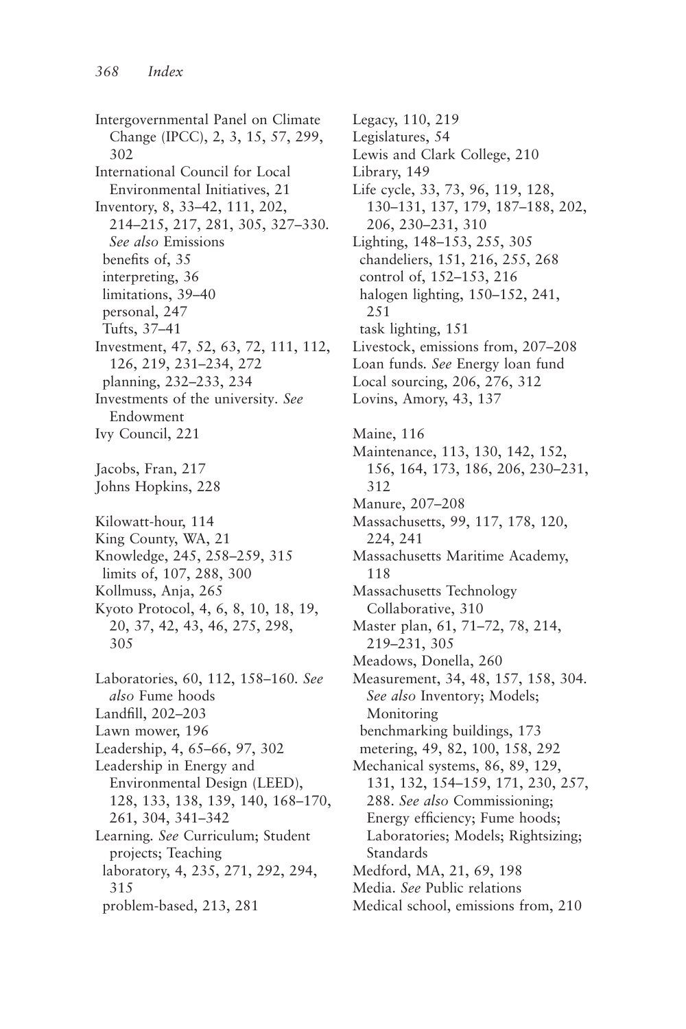Intergovernmental Panel on Climate Change (IPCC), 2, 3, 15, 57, 299, 302
International Council for Local Environmental Initiatives, 21
Inventory, 8, 33–42, 111, 202, 214–215, 217, 281, 305, 327–330. *See also* Emissions
- benefits of, 35
- interpreting, 36
- limitations, 39–40
- personal, 247
- Tufts, 37–41

Investment, 47, 52, 63, 72, 111, 112, 126, 219, 231–234, 272
- planning, 232–233, 234

Investments of the university. *See* Endowment
Ivy Council, 221

Jacobs, Fran, 217
Johns Hopkins, 228

Kilowatt-hour, 114
King County, WA, 21
Knowledge, 245, 258–259, 315
- limits of, 107, 288, 300

Kollmuss, Anja, 265
Kyoto Protocol, 4, 6, 8, 10, 18, 19, 20, 37, 42, 43, 46, 275, 298, 305

Laboratories, 60, 112, 158–160. *See also* Fume hoods
Landfill, 202–203
Lawn mower, 196
Leadership, 4, 65–66, 97, 302
Leadership in Energy and Environmental Design (LEED), 128, 133, 138, 139, 140, 168–170, 261, 304, 341–342
Learning. *See* Curriculum; Student projects; Teaching
- laboratory, 4, 235, 271, 292, 294, 315
- problem-based, 213, 281

Legacy, 110, 219
Legislatures, 54
Lewis and Clark College, 210
Library, 149
Life cycle, 33, 73, 96, 119, 128, 130–131, 137, 179, 187–188, 202, 206, 230–231, 310
Lighting, 148–153, 255, 305
- chandeliers, 151, 216, 255, 268
- control of, 152–153, 216
- halogen lighting, 150–152, 241, 251
- task lighting, 151

Livestock, emissions from, 207–208
Loan funds. *See* Energy loan fund
Local sourcing, 206, 276, 312
Lovins, Amory, 43, 137

Maine, 116
Maintenance, 113, 130, 142, 152, 156, 164, 173, 186, 206, 230–231, 312
Manure, 207–208
Massachusetts, 99, 117, 178, 120, 224, 241
Massachusetts Maritime Academy, 118
Massachusetts Technology Collaborative, 310
Master plan, 61, 71–72, 78, 214, 219–231, 305
Meadows, Donella, 260
Measurement, 34, 48, 157, 158, 304. *See also* Inventory; Models; Monitoring
- benchmarking buildings, 173
- metering, 49, 82, 100, 158, 292

Mechanical systems, 86, 89, 129, 131, 132, 154–159, 171, 230, 257, 288. *See also* Commissioning; Energy efficiency; Fume hoods; Laboratories; Models; Rightsizing; Standards
Medford, MA, 21, 69, 198
Media. *See* Public relations
Medical school, emissions from, 210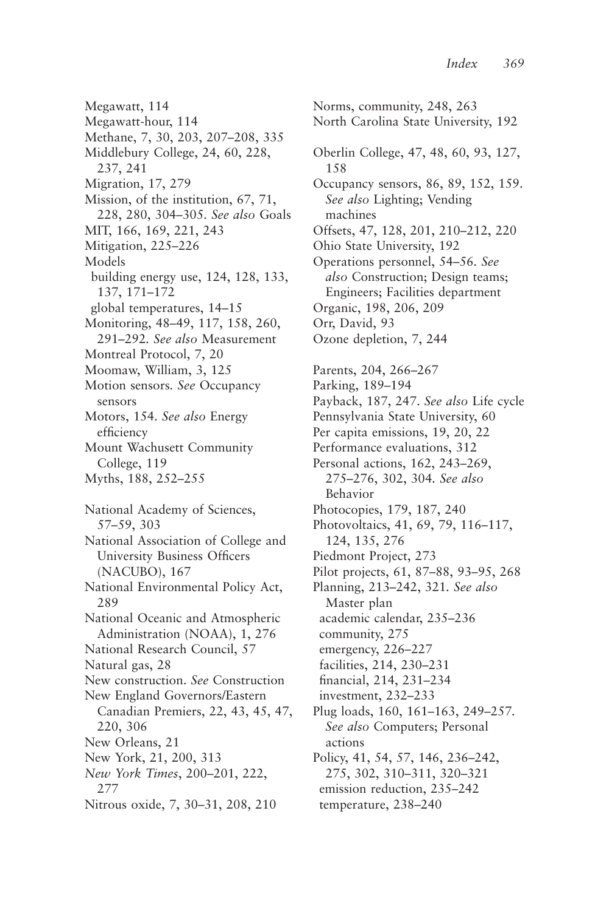Megawatt, 114
Megawatt-hour, 114
Methane, 7, 30, 203, 207–208, 335
Middlebury College, 24, 60, 228, 237, 241
Migration, 17, 279
Mission, of the institution, 67, 71, 228, 280, 304–305. *See also* Goals
MIT, 166, 169, 221, 243
Mitigation, 225–226
Models
 building energy use, 124, 128, 133, 137, 171–172
 global temperatures, 14–15
Monitoring, 48–49, 117, 158, 260, 291–292. *See also* Measurement
Montreal Protocol, 7, 20
Moomaw, William, 3, 125
Motion sensors. *See* Occupancy sensors
Motors, 154. *See also* Energy efficiency
Mount Wachusett Community College, 119
Myths, 188, 252–255

National Academy of Sciences, 57–59, 303
National Association of College and University Business Officers (NACUBO), 167
National Environmental Policy Act, 289
National Oceanic and Atmospheric Administration (NOAA), 1, 276
National Research Council, 57
Natural gas, 28
New construction. *See* Construction
New England Governors/Eastern Canadian Premiers, 22, 43, 45, 47, 220, 306
New Orleans, 21
New York, 21, 200, 313
*New York Times*, 200–201, 222, 277
Nitrous oxide, 7, 30–31, 208, 210
Norms, community, 248, 263
North Carolina State University, 192

Oberlin College, 47, 48, 60, 93, 127, 158
Occupancy sensors, 86, 89, 152, 159. *See also* Lighting; Vending machines
Offsets, 47, 128, 201, 210–212, 220
Ohio State University, 192
Operations personnel, 54–56. *See also* Construction; Design teams; Engineers; Facilities department
Organic, 198, 206, 209
Orr, David, 93
Ozone depletion, 7, 244

Parents, 204, 266–267
Parking, 189–194
Payback, 187, 247. *See also* Life cycle
Pennsylvania State University, 60
Per capita emissions, 19, 20, 22
Performance evaluations, 312
Personal actions, 162, 243–269, 275–276, 302, 304. *See also* Behavior
Photocopies, 179, 187, 240
Photovoltaics, 41, 69, 79, 116–117, 124, 135, 276
Piedmont Project, 273
Pilot projects, 61, 87–88, 93–95, 268
Planning, 213–242, 321. *See also* Master plan
 academic calendar, 235–236
 community, 275
 emergency, 226–227
 facilities, 214, 230–231
 financial, 214, 231–234
 investment, 232–233
Plug loads, 160, 161–163, 249–257. *See also* Computers; Personal actions
Policy, 41, 54, 57, 146, 236–242, 275, 302, 310–311, 320–321
 emission reduction, 235–242
 temperature, 238–240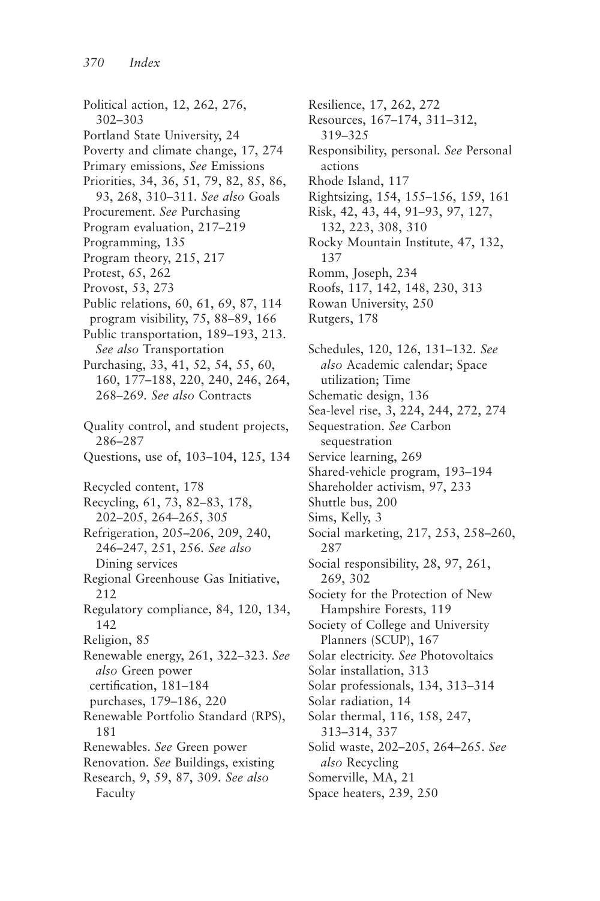Political action, 12, 262, 276, 302–303
Portland State University, 24
Poverty and climate change, 17, 274
Primary emissions, *See* Emissions
Priorities, 34, 36, 51, 79, 82, 85, 86, 93, 268, 310–311. *See also* Goals
Procurement. *See* Purchasing
Program evaluation, 217–219
Programming, 135
Program theory, 215, 217
Protest, 65, 262
Provost, 53, 273
Public relations, 60, 61, 69, 87, 114
 program visibility, 75, 88–89, 166
Public transportation, 189–193, 213. *See also* Transportation
Purchasing, 33, 41, 52, 54, 55, 60, 160, 177–188, 220, 240, 246, 264, 268–269. *See also* Contracts

Quality control, and student projects, 286–287
Questions, use of, 103–104, 125, 134

Recycled content, 178
Recycling, 61, 73, 82–83, 178, 202–205, 264–265, 305
Refrigeration, 205–206, 209, 240, 246–247, 251, 256. *See also* Dining services
Regional Greenhouse Gas Initiative, 212
Regulatory compliance, 84, 120, 134, 142
Religion, 85
Renewable energy, 261, 322–323. *See also* Green power
 certification, 181–184
 purchases, 179–186, 220
Renewable Portfolio Standard (RPS), 181
Renewables. *See* Green power
Renovation. *See* Buildings, existing
Research, 9, 59, 87, 309. *See also* Faculty
Resilience, 17, 262, 272
Resources, 167–174, 311–312, 319–325
Responsibility, personal. *See* Personal actions
Rhode Island, 117
Rightsizing, 154, 155–156, 159, 161
Risk, 42, 43, 44, 91–93, 97, 127, 132, 223, 308, 310
Rocky Mountain Institute, 47, 132, 137
Romm, Joseph, 234
Roofs, 117, 142, 148, 230, 313
Rowan University, 250
Rutgers, 178

Schedules, 120, 126, 131–132. *See also* Academic calendar; Space utilization; Time
Schematic design, 136
Sea-level rise, 3, 224, 244, 272, 274
Sequestration. *See* Carbon sequestration
Service learning, 269
Shared-vehicle program, 193–194
Shareholder activism, 97, 233
Shuttle bus, 200
Sims, Kelly, 3
Social marketing, 217, 253, 258–260, 287
Social responsibility, 28, 97, 261, 269, 302
Society for the Protection of New Hampshire Forests, 119
Society of College and University Planners (SCUP), 167
Solar electricity. *See* Photovoltaics
Solar installation, 313
Solar professionals, 134, 313–314
Solar radiation, 14
Solar thermal, 116, 158, 247, 313–314, 337
Solid waste, 202–205, 264–265. *See also* Recycling
Somerville, MA, 21
Space heaters, 239, 250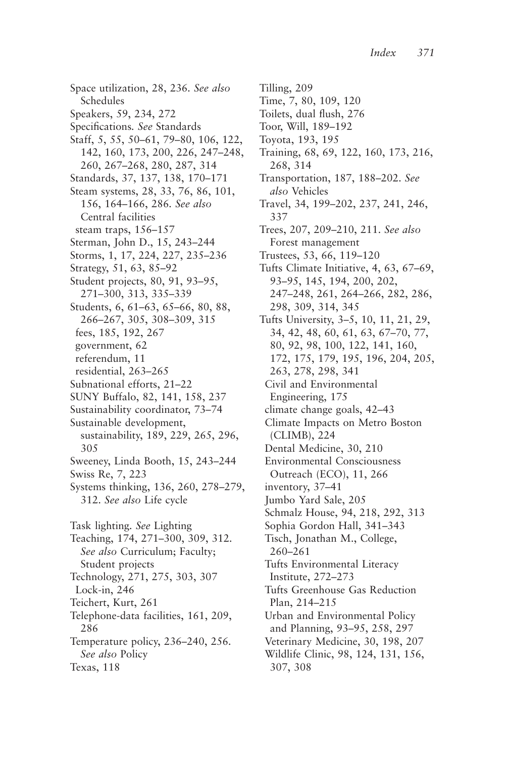Space utilization, 28, 236. *See also* Schedules
Speakers, 59, 234, 272
Specifications. *See* Standards
Staff, 5, 55, 50–61, 79–80, 106, 122, 142, 160, 173, 200, 226, 247–248, 260, 267–268, 280, 287, 314
Standards, 37, 137, 138, 170–171
Steam systems, 28, 33, 76, 86, 101, 156, 164–166, 286. *See also* Central facilities
  steam traps, 156–157
Sterman, John D., 15, 243–244
Storms, 1, 17, 224, 227, 235–236
Strategy, 51, 63, 85–92
Student projects, 80, 91, 93–95, 271–300, 313, 335–339
Students, 6, 61–63, 65–66, 80, 88, 266–267, 305, 308–309, 315
  fees, 185, 192, 267
  government, 62
  referendum, 11
  residential, 263–265
Subnational efforts, 21–22
SUNY Buffalo, 82, 141, 158, 237
Sustainability coordinator, 73–74
Sustainable development, sustainability, 189, 229, 265, 296, 305
Sweeney, Linda Booth, 15, 243–244
Swiss Re, 7, 223
Systems thinking, 136, 260, 278–279, 312. *See also* Life cycle

Task lighting. *See* Lighting
Teaching, 174, 271–300, 309, 312. *See also* Curriculum; Faculty; Student projects
Technology, 271, 275, 303, 307
  Lock-in, 246
Teichert, Kurt, 261
Telephone-data facilities, 161, 209, 286
Temperature policy, 236–240, 256. *See also* Policy
Texas, 118
Tilling, 209
Time, 7, 80, 109, 120
Toilets, dual flush, 276
Toor, Will, 189–192
Toyota, 193, 195
Training, 68, 69, 122, 160, 173, 216, 268, 314
Transportation, 187, 188–202. *See also* Vehicles
Travel, 34, 199–202, 237, 241, 246, 337
Trees, 207, 209–210, 211. *See also* Forest management
Trustees, 53, 66, 119–120
Tufts Climate Initiative, 4, 63, 67–69, 93–95, 145, 194, 200, 202, 247–248, 261, 264–266, 282, 286, 298, 309, 314, 345
Tufts University, 3–5, 10, 11, 21, 29, 34, 42, 48, 60, 61, 63, 67–70, 77, 80, 92, 98, 100, 122, 141, 160, 172, 175, 179, 195, 196, 204, 205, 263, 278, 298, 341
  Civil and Environmental Engineering, 175
  climate change goals, 42–43
  Climate Impacts on Metro Boston (CLIMB), 224
  Dental Medicine, 30, 210
  Environmental Consciousness Outreach (ECO), 11, 266
  inventory, 37–41
  Jumbo Yard Sale, 205
  Schmalz House, 94, 218, 292, 313
  Sophia Gordon Hall, 341–343
  Tisch, Jonathan M., College, 260–261
  Tufts Environmental Literacy Institute, 272–273
  Tufts Greenhouse Gas Reduction Plan, 214–215
  Urban and Environmental Policy and Planning, 93–95, 258, 297
  Veterinary Medicine, 30, 198, 207
  Wildlife Clinic, 98, 124, 131, 156, 307, 308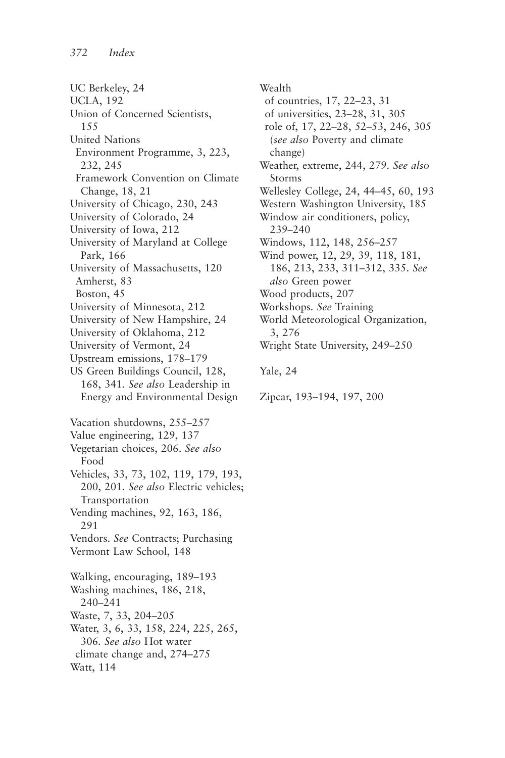UC Berkeley, 24
UCLA, 192
Union of Concerned Scientists, 155
United Nations
  Environment Programme, 3, 223, 232, 245
  Framework Convention on Climate Change, 18, 21
University of Chicago, 230, 243
University of Colorado, 24
University of Iowa, 212
University of Maryland at College Park, 166
University of Massachusetts, 120
  Amherst, 83
  Boston, 45
University of Minnesota, 212
University of New Hampshire, 24
University of Oklahoma, 212
University of Vermont, 24
Upstream emissions, 178–179
US Green Buildings Council, 128, 168, 341. *See also* Leadership in Energy and Environmental Design

Vacation shutdowns, 255–257
Value engineering, 129, 137
Vegetarian choices, 206. *See also* Food
Vehicles, 33, 73, 102, 119, 179, 193, 200, 201. *See also* Electric vehicles; Transportation
Vending machines, 92, 163, 186, 291
Vendors. *See* Contracts; Purchasing
Vermont Law School, 148

Walking, encouraging, 189–193
Washing machines, 186, 218, 240–241
Waste, 7, 33, 204–205
Water, 3, 6, 33, 158, 224, 225, 265, 306. *See also* Hot water
  climate change and, 274–275
Watt, 114
Wealth
  of countries, 17, 22–23, 31
  of universities, 23–28, 31, 305
  role of, 17, 22–28, 52–53, 246, 305 (*see also* Poverty and climate change)
Weather, extreme, 244, 279. *See also* Storms
Wellesley College, 24, 44–45, 60, 193
Western Washington University, 185
Window air conditioners, policy, 239–240
Windows, 112, 148, 256–257
Wind power, 12, 29, 39, 118, 181, 186, 213, 233, 311–312, 335. *See also* Green power
Wood products, 207
Workshops. *See* Training
World Meteorological Organization, 3, 276
Wright State University, 249–250

Yale, 24

Zipcar, 193–194, 197, 200